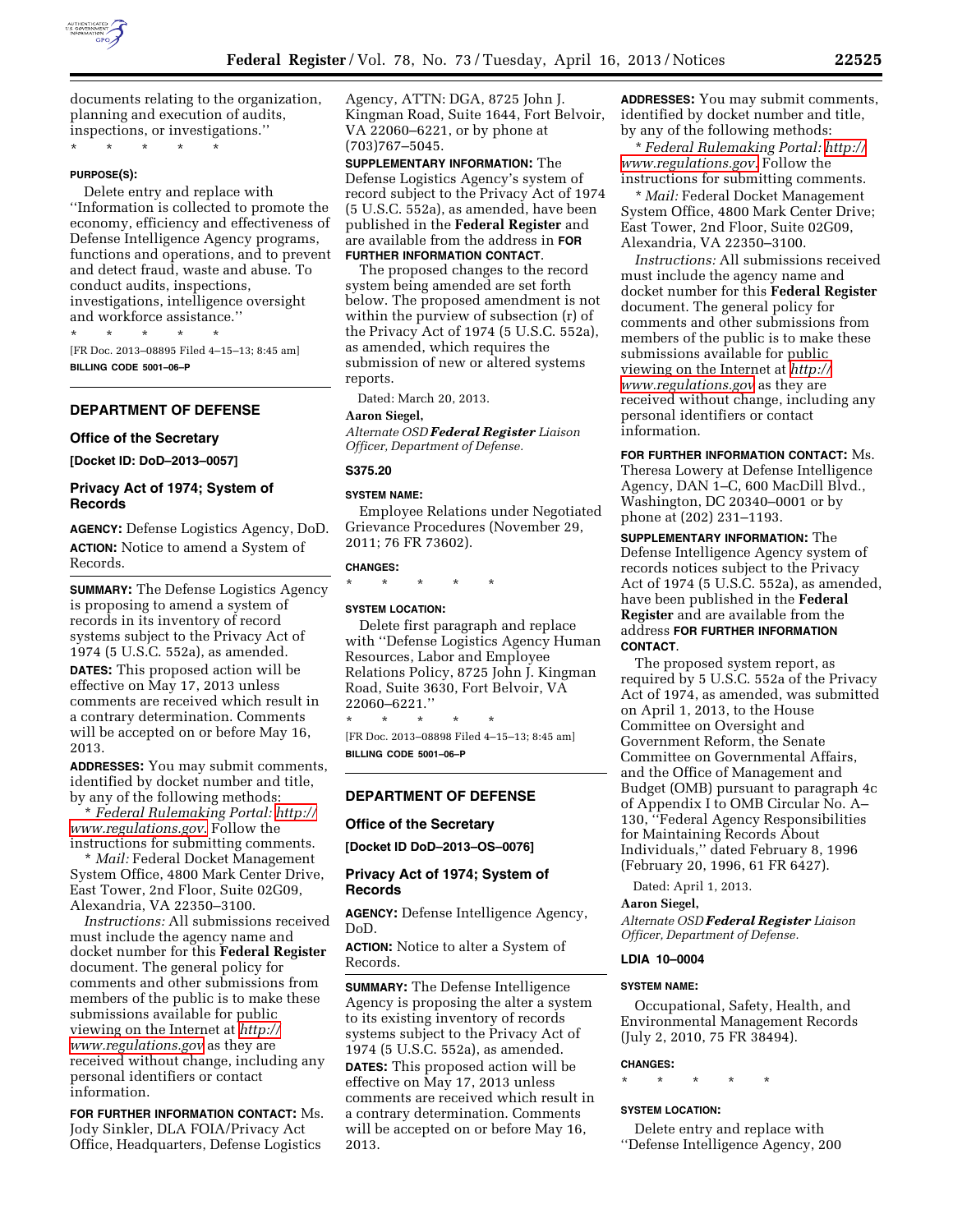documents relating to the organization, planning and execution of audits, inspections, or investigations.''

\* \* \* \* \*

**PURPOSE(S):**

Delete entry and replace with ''Information is collected to promote the economy, efficiency and effectiveness of Defense Intelligence Agency programs, functions and operations, and to prevent and detect fraud, waste and abuse. To conduct audits, inspections, investigations, intelligence oversight and workforce assistance.''

\* \* \* \* \*

[FR Doc. 2013–08895 Filed 4–15–13; 8:45 am]

**BILLING CODE 5001–06–P**

## DEPARTMENT OF DEFENSE

### Office of the Secretary

**[Docket ID: DoD–2013–0057]**

### Privacy Act of 1974; System of Records

**AGENCY:** Defense Logistics Agency, DoD.

**ACTION:** Notice to amend a System of Records.

**SUMMARY:** The Defense Logistics Agency is proposing to amend a system of records in its inventory of record systems subject to the Privacy Act of 1974 (5 U.S.C. 552a), as amended.

**DATES:** This proposed action will be effective on May 17, 2013 unless comments are received which result in a contrary determination. Comments will be accepted on or before May 16, 2013.

**ADDRESSES:** You may submit comments, identified by docket number and title, by any of the following methods:

\* *Federal Rulemaking Portal: http://www.regulations.gov.* Follow the instructions for submitting comments.

\* *Mail:* Federal Docket Management System Office, 4800 Mark Center Drive; East Tower, 2nd Floor, Suite 02G09, Alexandria, VA 22350–3100.

*Instructions:* All submissions received must include the agency name and docket number for this **Federal Register** document. The general policy for comments and other submissions from members of the public is to make these submissions available for public viewing on the Internet at *http://www.regulations.gov* as they are received without change, including any personal identifiers or contact information.

**FOR FURTHER INFORMATION CONTACT:** Ms. Jody Sinkler, DLA FOIA/Privacy Act Office, Headquarters, Defense Logistics Agency, ATTN: DGA, 8725 John J. Kingman Road, Suite 1644, Fort Belvoir, VA 22060–6221, or by phone at (703)767–5045.

**SUPPLEMENTARY INFORMATION:** The Defense Logistics Agency's system of record subject to the Privacy Act of 1974 (5 U.S.C. 552a), as amended, have been published in the **Federal Register** and are available from the address in **FOR FURTHER INFORMATION CONTACT**.

The proposed changes to the record system being amended are set forth below. The proposed amendment is not within the purview of subsection (r) of the Privacy Act of 1974 (5 U.S.C. 552a), as amended, which requires the submission of new or altered systems reports.

Dated: March 20, 2013.

**Aaron Siegel,**

*Alternate OSD **Federal Register** Liaison Officer, Department of Defense.*

**S375.20**

**SYSTEM NAME:**

Employee Relations under Negotiated Grievance Procedures (November 29, 2011; 76 FR 73602).

**CHANGES:**

\* \* \* \* \*

**SYSTEM LOCATION:**

Delete first paragraph and replace with ''Defense Logistics Agency Human Resources, Labor and Employee Relations Policy, 8725 John J. Kingman Road, Suite 3630, Fort Belvoir, VA 22060–6221.''

\* \* \* \* \*

[FR Doc. 2013–08898 Filed 4–15–13; 8:45 am]

**BILLING CODE 5001–06–P**

## DEPARTMENT OF DEFENSE

### Office of the Secretary

**[Docket ID DoD–2013–OS–0076]**

### Privacy Act of 1974; System of Records

**AGENCY:** Defense Intelligence Agency, DoD.

**ACTION:** Notice to alter a System of Records.

**SUMMARY:** The Defense Intelligence Agency is proposing the alter a system to its existing inventory of records systems subject to the Privacy Act of 1974 (5 U.S.C. 552a), as amended.

**DATES:** This proposed action will be effective on May 17, 2013 unless comments are received which result in a contrary determination. Comments will be accepted on or before May 16, 2013.

**ADDRESSES:** You may submit comments, identified by docket number and title, by any of the following methods:

\* *Federal Rulemaking Portal: http://www.regulations.gov.* Follow the instructions for submitting comments.

\* *Mail:* Federal Docket Management System Office, 4800 Mark Center Drive; East Tower, 2nd Floor, Suite 02G09, Alexandria, VA 22350–3100.

*Instructions:* All submissions received must include the agency name and docket number for this **Federal Register** document. The general policy for comments and other submissions from members of the public is to make these submissions available for public viewing on the Internet at *http://www.regulations.gov* as they are received without change, including any personal identifiers or contact information.

**FOR FURTHER INFORMATION CONTACT:** Ms. Theresa Lowery at Defense Intelligence Agency, DAN 1–C, 600 MacDill Blvd., Washington, DC 20340–0001 or by phone at (202) 231–1193.

**SUPPLEMENTARY INFORMATION:** The Defense Intelligence Agency system of records notices subject to the Privacy Act of 1974 (5 U.S.C. 552a), as amended, have been published in the **Federal Register** and are available from the address **FOR FURTHER INFORMATION CONTACT**.

The proposed system report, as required by 5 U.S.C. 552a of the Privacy Act of 1974, as amended, was submitted on April 1, 2013, to the House Committee on Oversight and Government Reform, the Senate Committee on Governmental Affairs, and the Office of Management and Budget (OMB) pursuant to paragraph 4c of Appendix I to OMB Circular No. A–130, ''Federal Agency Responsibilities for Maintaining Records About Individuals,'' dated February 8, 1996 (February 20, 1996, 61 FR 6427).

Dated: April 1, 2013.

**Aaron Siegel,**

*Alternate OSD **Federal Register** Liaison Officer, Department of Defense.*

**LDIA 10–0004**

**SYSTEM NAME:**

Occupational, Safety, Health, and Environmental Management Records (July 2, 2010, 75 FR 38494).

**CHANGES:**

\* \* \* \* \*

**SYSTEM LOCATION:**

Delete entry and replace with ''Defense Intelligence Agency, 200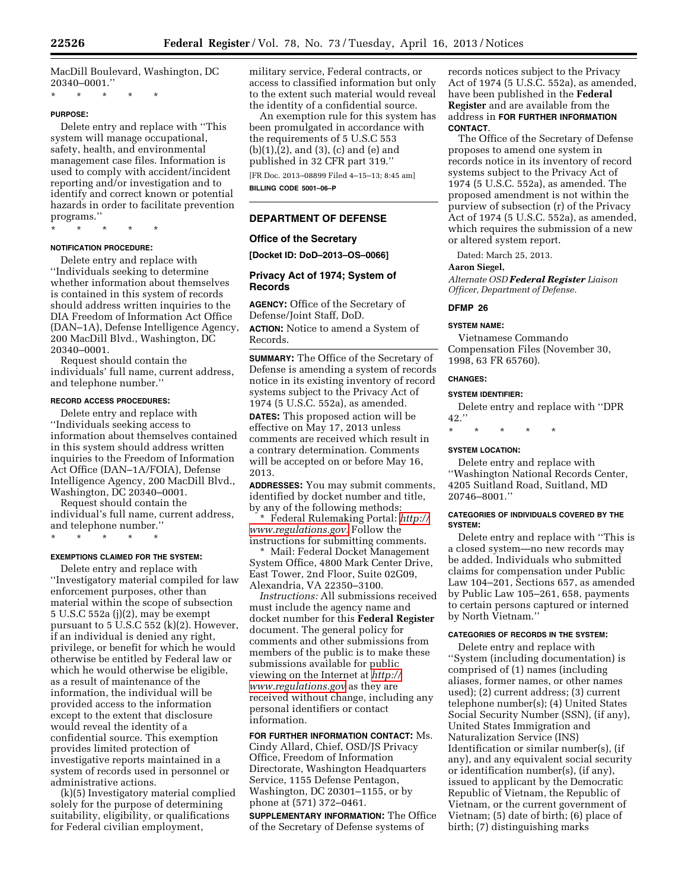MacDill Boulevard, Washington, DC 20340–0001.''

\* \* \* \* \*

**PURPOSE:**

Delete entry and replace with ''This system will manage occupational, safety, health, and environmental management case files. Information is used to comply with accident/incident reporting and/or investigation and to identify and correct known or potential hazards in order to facilitate prevention programs.''

\* \* \* \* \*

**NOTIFICATION PROCEDURE:**

Delete entry and replace with ''Individuals seeking to determine whether information about themselves is contained in this system of records should address written inquiries to the DIA Freedom of Information Act Office (DAN–1A), Defense Intelligence Agency, 200 MacDill Blvd., Washington, DC 20340–0001.

Request should contain the individuals' full name, current address, and telephone number.''

**RECORD ACCESS PROCEDURES:**

Delete entry and replace with ''Individuals seeking access to information about themselves contained in this system should address written inquiries to the Freedom of Information Act Office (DAN–1A/FOIA), Defense Intelligence Agency, 200 MacDill Blvd., Washington, DC 20340–0001.

Request should contain the individual's full name, current address, and telephone number.''

\* \* \* \* \*

**EXEMPTIONS CLAIMED FOR THE SYSTEM:**

Delete entry and replace with ''Investigatory material compiled for law enforcement purposes, other than material within the scope of subsection 5 U.S.C 552a (j)(2), may be exempt pursuant to 5 U.S.C 552 (k)(2). However, if an individual is denied any right, privilege, or benefit for which he would otherwise be entitled by Federal law or which he would otherwise be eligible, as a result of maintenance of the information, the individual will be provided access to the information except to the extent that disclosure would reveal the identity of a confidential source. This exemption provides limited protection of investigative reports maintained in a system of records used in personnel or administrative actions.

(k)(5) Investigatory material complied solely for the purpose of determining suitability, eligibility, or qualifications for Federal civilian employment, military service, Federal contracts, or access to classified information but only to the extent such material would reveal the identity of a confidential source.

An exemption rule for this system has been promulgated in accordance with the requirements of 5 U.S.C 553 (b)(1),(2), and (3), (c) and (e) and published in 32 CFR part 319.''

[FR Doc. 2013–08899 Filed 4–15–13; 8:45 am]

**BILLING CODE 5001–06–P**

---

## DEPARTMENT OF DEFENSE

### Office of the Secretary

**[Docket ID: DoD–2013–OS–0066]**

### Privacy Act of 1974; System of Records

**AGENCY:** Office of the Secretary of Defense/Joint Staff, DoD.

**ACTION:** Notice to amend a System of Records.

**SUMMARY:** The Office of the Secretary of Defense is amending a system of records notice in its existing inventory of record systems subject to the Privacy Act of 1974 (5 U.S.C. 552a), as amended.

**DATES:** This proposed action will be effective on May 17, 2013 unless comments are received which result in a contrary determination. Comments will be accepted on or before May 16, 2013.

**ADDRESSES:** You may submit comments, identified by docket number and title, by any of the following methods:

\* Federal Rulemaking Portal: *http://www.regulations.gov.* Follow the instructions for submitting comments.

\* Mail: Federal Docket Management System Office, 4800 Mark Center Drive, East Tower, 2nd Floor, Suite 02G09, Alexandria, VA 22350–3100.

*Instructions:* All submissions received must include the agency name and docket number for this **Federal Register** document. The general policy for comments and other submissions from members of the public is to make these submissions available for public viewing on the Internet at *http://www.regulations.gov* as they are received without change, including any personal identifiers or contact information.

**FOR FURTHER INFORMATION CONTACT:** Ms. Cindy Allard, Chief, OSD/JS Privacy Office, Freedom of Information Directorate, Washington Headquarters Service, 1155 Defense Pentagon, Washington, DC 20301–1155, or by phone at (571) 372–0461.

**SUPPLEMENTARY INFORMATION:** The Office of the Secretary of Defense systems of records notices subject to the Privacy Act of 1974 (5 U.S.C. 552a), as amended, have been published in the **Federal Register** and are available from the address in **FOR FURTHER INFORMATION CONTACT**.

The Office of the Secretary of Defense proposes to amend one system in records notice in its inventory of record systems subject to the Privacy Act of 1974 (5 U.S.C. 552a), as amended. The proposed amendment is not within the purview of subsection (r) of the Privacy Act of 1974 (5 U.S.C. 552a), as amended, which requires the submission of a new or altered system report.

Dated: March 25, 2013.

**Aaron Siegel,**

*Alternate OSD* ***Federal Register*** *Liaison Officer, Department of Defense.*

**DFMP 26**

**SYSTEM NAME:**

Vietnamese Commando Compensation Files (November 30, 1998, 63 FR 65760).

**CHANGES:**

**SYSTEM IDENTIFIER:**

Delete entry and replace with ''DPR 42.''

\* \* \* \* \*

**SYSTEM LOCATION:**

Delete entry and replace with ''Washington National Records Center, 4205 Suitland Road, Suitland, MD 20746–8001.''

**CATEGORIES OF INDIVIDUALS COVERED BY THE SYSTEM:**

Delete entry and replace with ''This is a closed system—no new records may be added. Individuals who submitted claims for compensation under Public Law 104–201, Sections 657, as amended by Public Law 105–261, 658, payments to certain persons captured or interned by North Vietnam.''

**CATEGORIES OF RECORDS IN THE SYSTEM:**

Delete entry and replace with ''System (including documentation) is comprised of (1) names (including aliases, former names, or other names used); (2) current address; (3) current telephone number(s); (4) United States Social Security Number (SSN), (if any), United States Immigration and Naturalization Service (INS) Identification or similar number(s), (if any), and any equivalent social security or identification number(s), (if any), issued to applicant by the Democratic Republic of Vietnam, the Republic of Vietnam, or the current government of Vietnam; (5) date of birth; (6) place of birth; (7) distinguishing marks